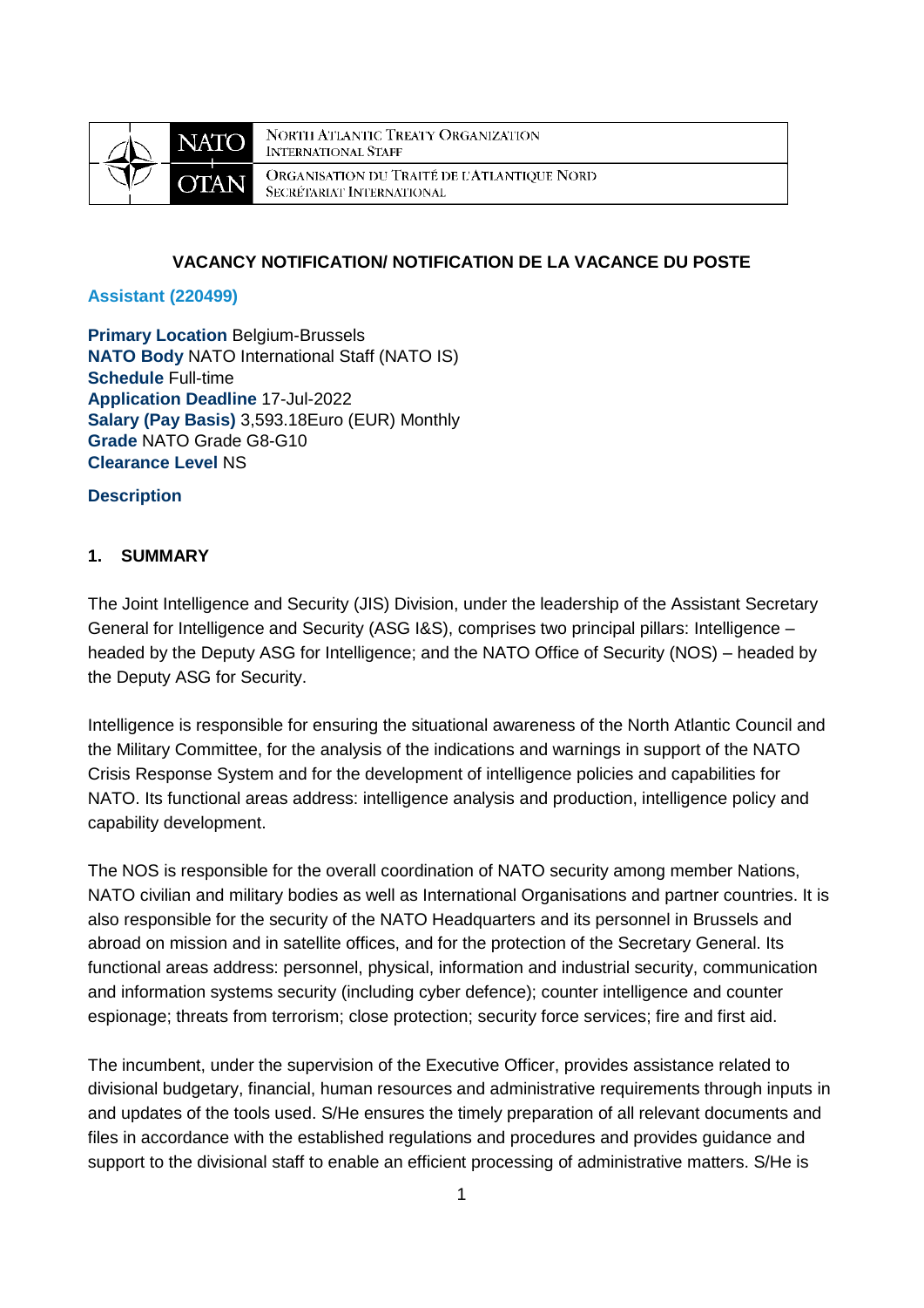NORTH ATLANTIC TREATY ORGANIZATION
INTERNATIONAL STAFF

ORGANISATION DU TRAITÉ DE L'ATLANTIQUE NORD
SECRÉTARIAT INTERNATIONAL

## VACANCY NOTIFICATION/ NOTIFICATION DE LA VACANCE DU POSTE

### Assistant (220499)

**Primary Location** Belgium-Brussels
**NATO Body** NATO International Staff (NATO IS)
**Schedule** Full-time
**Application Deadline** 17-Jul-2022
**Salary (Pay Basis)** 3,593.18Euro (EUR) Monthly
**Grade** NATO Grade G8-G10
**Clearance Level** NS

**Description**

### 1. SUMMARY

The Joint Intelligence and Security (JIS) Division, under the leadership of the Assistant Secretary General for Intelligence and Security (ASG I&S), comprises two principal pillars: Intelligence – headed by the Deputy ASG for Intelligence; and the NATO Office of Security (NOS) – headed by the Deputy ASG for Security.

Intelligence is responsible for ensuring the situational awareness of the North Atlantic Council and the Military Committee, for the analysis of the indications and warnings in support of the NATO Crisis Response System and for the development of intelligence policies and capabilities for NATO. Its functional areas address: intelligence analysis and production, intelligence policy and capability development.

The NOS is responsible for the overall coordination of NATO security among member Nations, NATO civilian and military bodies as well as International Organisations and partner countries. It is also responsible for the security of the NATO Headquarters and its personnel in Brussels and abroad on mission and in satellite offices, and for the protection of the Secretary General. Its functional areas address: personnel, physical, information and industrial security, communication and information systems security (including cyber defence); counter intelligence and counter espionage; threats from terrorism; close protection; security force services; fire and first aid.

The incumbent, under the supervision of the Executive Officer, provides assistance related to divisional budgetary, financial, human resources and administrative requirements through inputs in and updates of the tools used. S/He ensures the timely preparation of all relevant documents and files in accordance with the established regulations and procedures and provides guidance and support to the divisional staff to enable an efficient processing of administrative matters. S/He is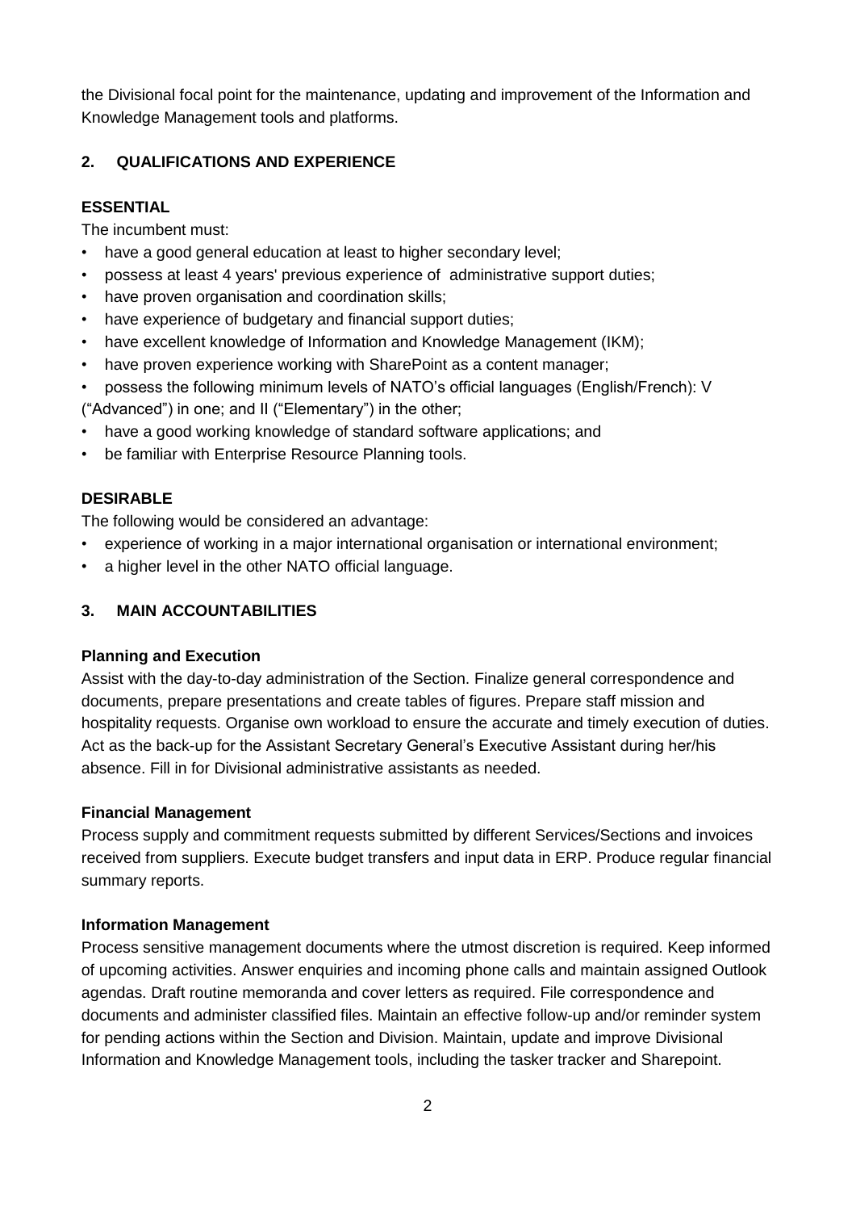the Divisional focal point for the maintenance, updating and improvement of the Information and Knowledge Management tools and platforms.

## 2. QUALIFICATIONS AND EXPERIENCE

**ESSENTIAL**

The incumbent must:

- have a good general education at least to higher secondary level;
- possess at least 4 years' previous experience of administrative support duties;
- have proven organisation and coordination skills;
- have experience of budgetary and financial support duties;
- have excellent knowledge of Information and Knowledge Management (IKM);
- have proven experience working with SharePoint as a content manager;
- possess the following minimum levels of NATO's official languages (English/French): V ("Advanced") in one; and II ("Elementary") in the other;
- have a good working knowledge of standard software applications; and
- be familiar with Enterprise Resource Planning tools.

**DESIRABLE**

The following would be considered an advantage:

- experience of working in a major international organisation or international environment;
- a higher level in the other NATO official language.

## 3. MAIN ACCOUNTABILITIES

**Planning and Execution**

Assist with the day-to-day administration of the Section. Finalize general correspondence and documents, prepare presentations and create tables of figures. Prepare staff mission and hospitality requests. Organise own workload to ensure the accurate and timely execution of duties. Act as the back-up for the Assistant Secretary General's Executive Assistant during her/his absence. Fill in for Divisional administrative assistants as needed.

**Financial Management**

Process supply and commitment requests submitted by different Services/Sections and invoices received from suppliers. Execute budget transfers and input data in ERP. Produce regular financial summary reports.

**Information Management**

Process sensitive management documents where the utmost discretion is required. Keep informed of upcoming activities. Answer enquiries and incoming phone calls and maintain assigned Outlook agendas. Draft routine memoranda and cover letters as required. File correspondence and documents and administer classified files. Maintain an effective follow-up and/or reminder system for pending actions within the Section and Division. Maintain, update and improve Divisional Information and Knowledge Management tools, including the tasker tracker and Sharepoint.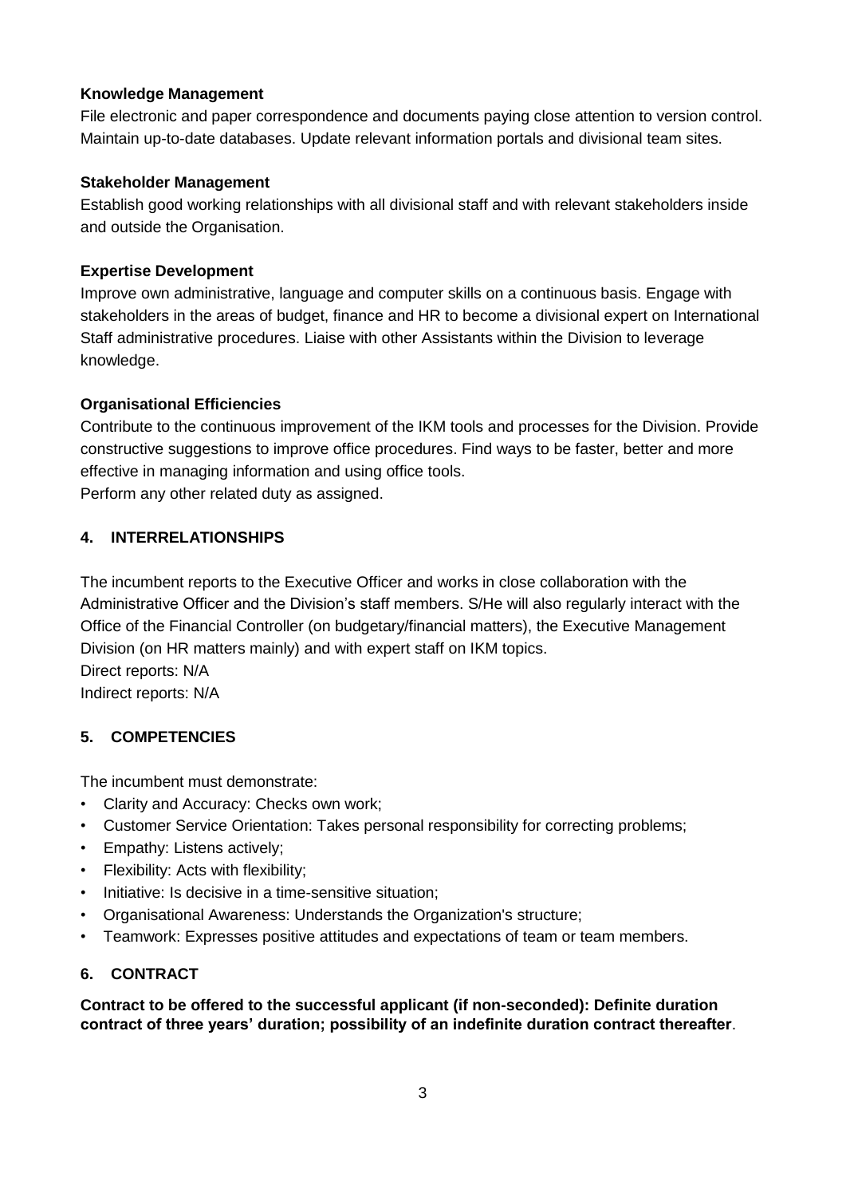**Knowledge Management**
File electronic and paper correspondence and documents paying close attention to version control. Maintain up-to-date databases. Update relevant information portals and divisional team sites.

**Stakeholder Management**
Establish good working relationships with all divisional staff and with relevant stakeholders inside and outside the Organisation.

**Expertise Development**
Improve own administrative, language and computer skills on a continuous basis. Engage with stakeholders in the areas of budget, finance and HR to become a divisional expert on International Staff administrative procedures. Liaise with other Assistants within the Division to leverage knowledge.

**Organisational Efficiencies**
Contribute to the continuous improvement of the IKM tools and processes for the Division. Provide constructive suggestions to improve office procedures. Find ways to be faster, better and more effective in managing information and using office tools.
Perform any other related duty as assigned.

## 4. INTERRELATIONSHIPS

The incumbent reports to the Executive Officer and works in close collaboration with the Administrative Officer and the Division's staff members. S/He will also regularly interact with the Office of the Financial Controller (on budgetary/financial matters), the Executive Management Division (on HR matters mainly) and with expert staff on IKM topics.
Direct reports: N/A
Indirect reports: N/A

## 5. COMPETENCIES

The incumbent must demonstrate:

- Clarity and Accuracy: Checks own work;
- Customer Service Orientation: Takes personal responsibility for correcting problems;
- Empathy: Listens actively;
- Flexibility: Acts with flexibility;
- Initiative: Is decisive in a time-sensitive situation;
- Organisational Awareness: Understands the Organization's structure;
- Teamwork: Expresses positive attitudes and expectations of team or team members.

## 6. CONTRACT

**Contract to be offered to the successful applicant (if non-seconded): Definite duration contract of three years' duration; possibility of an indefinite duration contract thereafter**.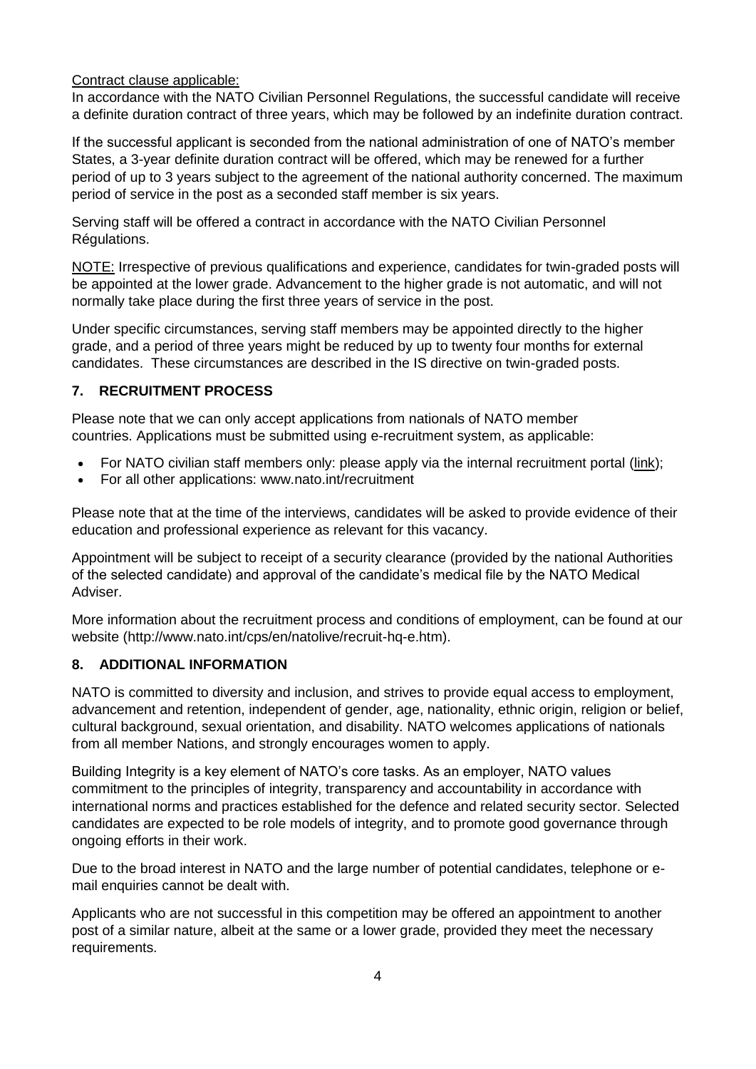Contract clause applicable:

In accordance with the NATO Civilian Personnel Regulations, the successful candidate will receive a definite duration contract of three years, which may be followed by an indefinite duration contract.

If the successful applicant is seconded from the national administration of one of NATO's member States, a 3-year definite duration contract will be offered, which may be renewed for a further period of up to 3 years subject to the agreement of the national authority concerned. The maximum period of service in the post as a seconded staff member is six years.

Serving staff will be offered a contract in accordance with the NATO Civilian Personnel Régulations.

NOTE: Irrespective of previous qualifications and experience, candidates for twin-graded posts will be appointed at the lower grade. Advancement to the higher grade is not automatic, and will not normally take place during the first three years of service in the post.

Under specific circumstances, serving staff members may be appointed directly to the higher grade, and a period of three years might be reduced by up to twenty four months for external candidates. These circumstances are described in the IS directive on twin-graded posts.

## 7. RECRUITMENT PROCESS

Please note that we can only accept applications from nationals of NATO member countries. Applications must be submitted using e-recruitment system, as applicable:

- For NATO civilian staff members only: please apply via the internal recruitment portal (link);
- For all other applications: www.nato.int/recruitment

Please note that at the time of the interviews, candidates will be asked to provide evidence of their education and professional experience as relevant for this vacancy.

Appointment will be subject to receipt of a security clearance (provided by the national Authorities of the selected candidate) and approval of the candidate's medical file by the NATO Medical Adviser.

More information about the recruitment process and conditions of employment, can be found at our website (http://www.nato.int/cps/en/natolive/recruit-hq-e.htm).

## 8. ADDITIONAL INFORMATION

NATO is committed to diversity and inclusion, and strives to provide equal access to employment, advancement and retention, independent of gender, age, nationality, ethnic origin, religion or belief, cultural background, sexual orientation, and disability. NATO welcomes applications of nationals from all member Nations, and strongly encourages women to apply.

Building Integrity is a key element of NATO's core tasks. As an employer, NATO values commitment to the principles of integrity, transparency and accountability in accordance with international norms and practices established for the defence and related security sector. Selected candidates are expected to be role models of integrity, and to promote good governance through ongoing efforts in their work.

Due to the broad interest in NATO and the large number of potential candidates, telephone or e-mail enquiries cannot be dealt with.

Applicants who are not successful in this competition may be offered an appointment to another post of a similar nature, albeit at the same or a lower grade, provided they meet the necessary requirements.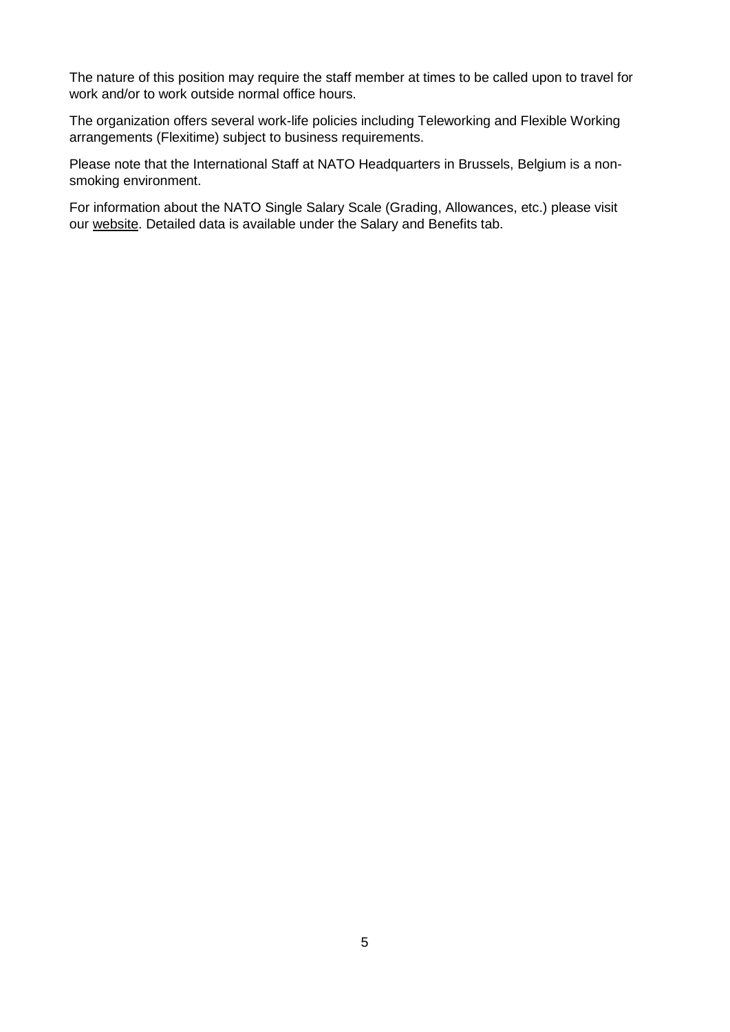The nature of this position may require the staff member at times to be called upon to travel for work and/or to work outside normal office hours.

The organization offers several work-life policies including Teleworking and Flexible Working arrangements (Flexitime) subject to business requirements.

Please note that the International Staff at NATO Headquarters in Brussels, Belgium is a non-smoking environment.

For information about the NATO Single Salary Scale (Grading, Allowances, etc.) please visit our website. Detailed data is available under the Salary and Benefits tab.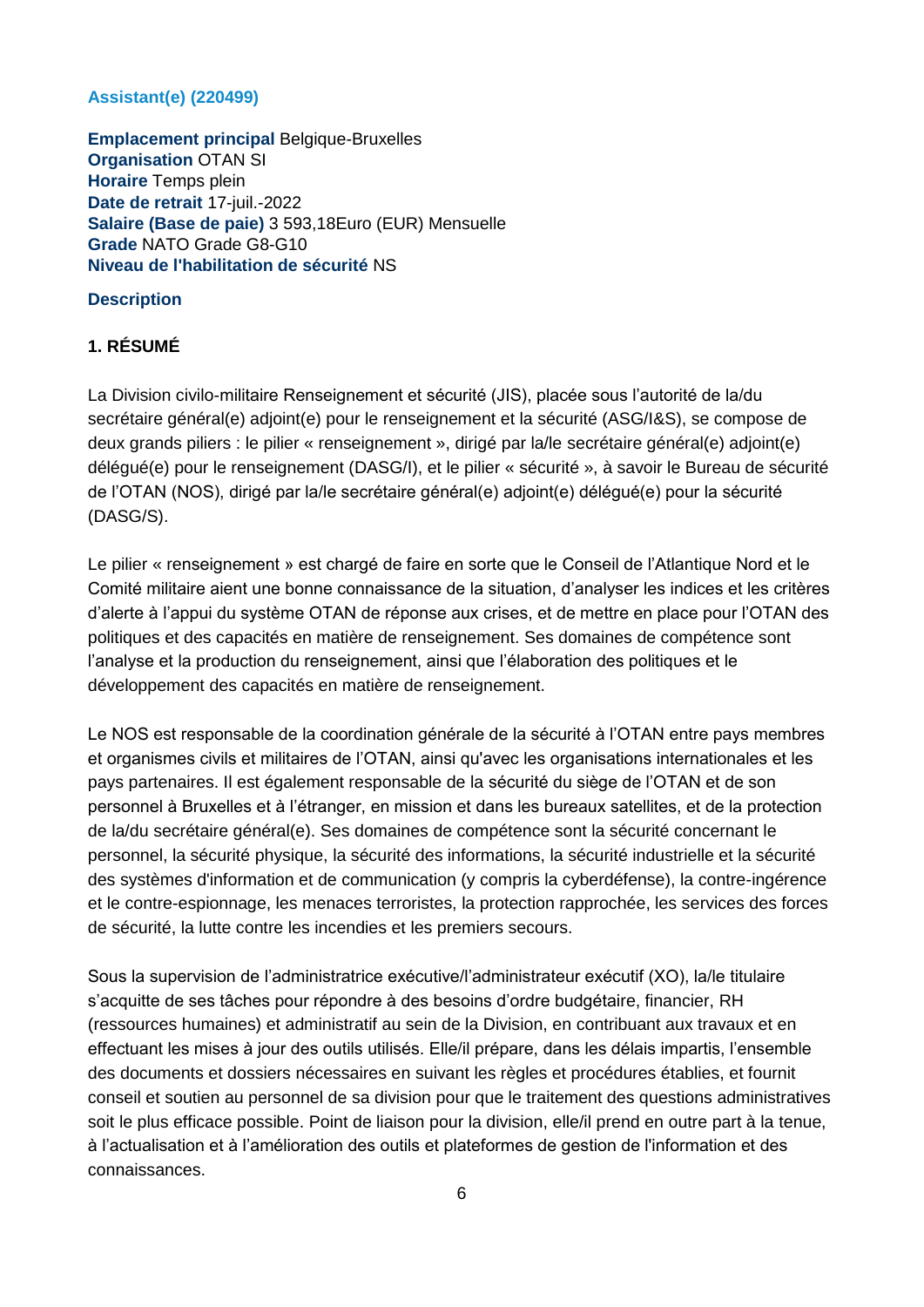**Assistant(e) (220499)**

**Emplacement principal** Belgique-Bruxelles
**Organisation** OTAN SI
**Horaire** Temps plein
**Date de retrait** 17-juil.-2022
**Salaire (Base de paie)** 3 593,18Euro (EUR) Mensuelle
**Grade** NATO Grade G8-G10
**Niveau de l'habilitation de sécurité** NS

**Description**

**1. RÉSUMÉ**

La Division civilo-militaire Renseignement et sécurité (JIS), placée sous l'autorité de la/du secrétaire général(e) adjoint(e) pour le renseignement et la sécurité (ASG/I&S), se compose de deux grands piliers : le pilier « renseignement », dirigé par la/le secrétaire général(e) adjoint(e) délégué(e) pour le renseignement (DASG/I), et le pilier « sécurité », à savoir le Bureau de sécurité de l'OTAN (NOS), dirigé par la/le secrétaire général(e) adjoint(e) délégué(e) pour la sécurité (DASG/S).

Le pilier « renseignement » est chargé de faire en sorte que le Conseil de l'Atlantique Nord et le Comité militaire aient une bonne connaissance de la situation, d'analyser les indices et les critères d'alerte à l'appui du système OTAN de réponse aux crises, et de mettre en place pour l'OTAN des politiques et des capacités en matière de renseignement. Ses domaines de compétence sont l'analyse et la production du renseignement, ainsi que l'élaboration des politiques et le développement des capacités en matière de renseignement.

Le NOS est responsable de la coordination générale de la sécurité à l'OTAN entre pays membres et organismes civils et militaires de l'OTAN, ainsi qu'avec les organisations internationales et les pays partenaires. Il est également responsable de la sécurité du siège de l'OTAN et de son personnel à Bruxelles et à l'étranger, en mission et dans les bureaux satellites, et de la protection de la/du secrétaire général(e). Ses domaines de compétence sont la sécurité concernant le personnel, la sécurité physique, la sécurité des informations, la sécurité industrielle et la sécurité des systèmes d'information et de communication (y compris la cyberdéfense), la contre-ingérence et le contre-espionnage, les menaces terroristes, la protection rapprochée, les services des forces de sécurité, la lutte contre les incendies et les premiers secours.

Sous la supervision de l'administratrice exécutive/l'administrateur exécutif (XO), la/le titulaire s'acquitte de ses tâches pour répondre à des besoins d'ordre budgétaire, financier, RH (ressources humaines) et administratif au sein de la Division, en contribuant aux travaux et en effectuant les mises à jour des outils utilisés. Elle/il prépare, dans les délais impartis, l'ensemble des documents et dossiers nécessaires en suivant les règles et procédures établies, et fournit conseil et soutien au personnel de sa division pour que le traitement des questions administratives soit le plus efficace possible. Point de liaison pour la division, elle/il prend en outre part à la tenue, à l'actualisation et à l'amélioration des outils et plateformes de gestion de l'information et des connaissances.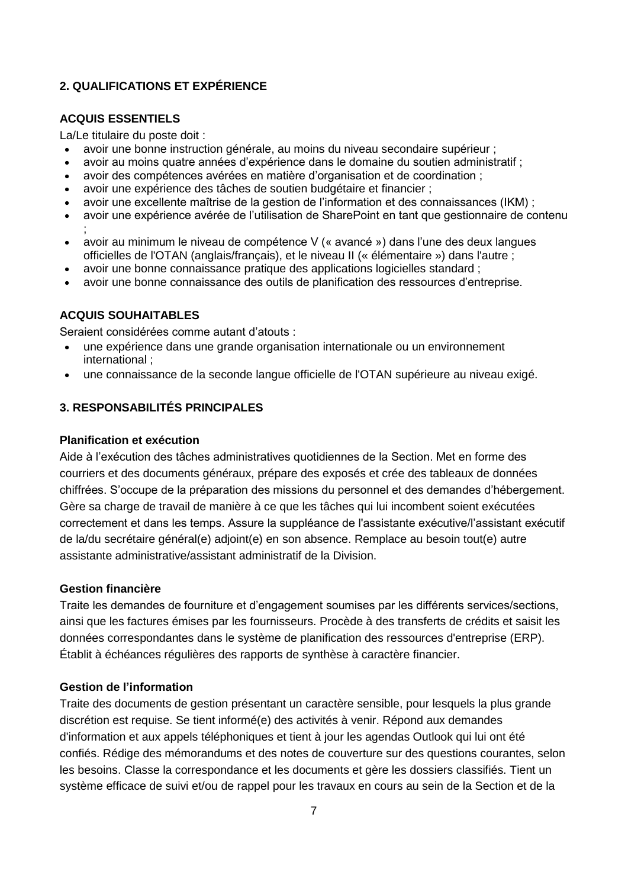## 2. QUALIFICATIONS ET EXPÉRIENCE

### ACQUIS ESSENTIELS

La/Le titulaire du poste doit :

- avoir une bonne instruction générale, au moins du niveau secondaire supérieur ;
- avoir au moins quatre années d'expérience dans le domaine du soutien administratif ;
- avoir des compétences avérées en matière d'organisation et de coordination ;
- avoir une expérience des tâches de soutien budgétaire et financier ;
- avoir une excellente maîtrise de la gestion de l'information et des connaissances (IKM) ;
- avoir une expérience avérée de l'utilisation de SharePoint en tant que gestionnaire de contenu ;
- avoir au minimum le niveau de compétence V (« avancé ») dans l'une des deux langues officielles de l'OTAN (anglais/français), et le niveau II (« élémentaire ») dans l'autre ;
- avoir une bonne connaissance pratique des applications logicielles standard ;
- avoir une bonne connaissance des outils de planification des ressources d'entreprise.

### ACQUIS SOUHAITABLES

Seraient considérées comme autant d'atouts :

- une expérience dans une grande organisation internationale ou un environnement international ;
- une connaissance de la seconde langue officielle de l'OTAN supérieure au niveau exigé.

## 3. RESPONSABILITÉS PRINCIPALES

**Planification et exécution**

Aide à l'exécution des tâches administratives quotidiennes de la Section. Met en forme des courriers et des documents généraux, prépare des exposés et crée des tableaux de données chiffrées. S'occupe de la préparation des missions du personnel et des demandes d'hébergement. Gère sa charge de travail de manière à ce que les tâches qui lui incombent soient exécutées correctement et dans les temps. Assure la suppléance de l'assistante exécutive/l'assistant exécutif de la/du secrétaire général(e) adjoint(e) en son absence. Remplace au besoin tout(e) autre assistante administrative/assistant administratif de la Division.

**Gestion financière**

Traite les demandes de fourniture et d'engagement soumises par les différents services/sections, ainsi que les factures émises par les fournisseurs. Procède à des transferts de crédits et saisit les données correspondantes dans le système de planification des ressources d'entreprise (ERP). Établit à échéances régulières des rapports de synthèse à caractère financier.

**Gestion de l'information**

Traite des documents de gestion présentant un caractère sensible, pour lesquels la plus grande discrétion est requise. Se tient informé(e) des activités à venir. Répond aux demandes d'information et aux appels téléphoniques et tient à jour les agendas Outlook qui lui ont été confiés. Rédige des mémorandums et des notes de couverture sur des questions courantes, selon les besoins. Classe la correspondance et les documents et gère les dossiers classifiés. Tient un système efficace de suivi et/ou de rappel pour les travaux en cours au sein de la Section et de la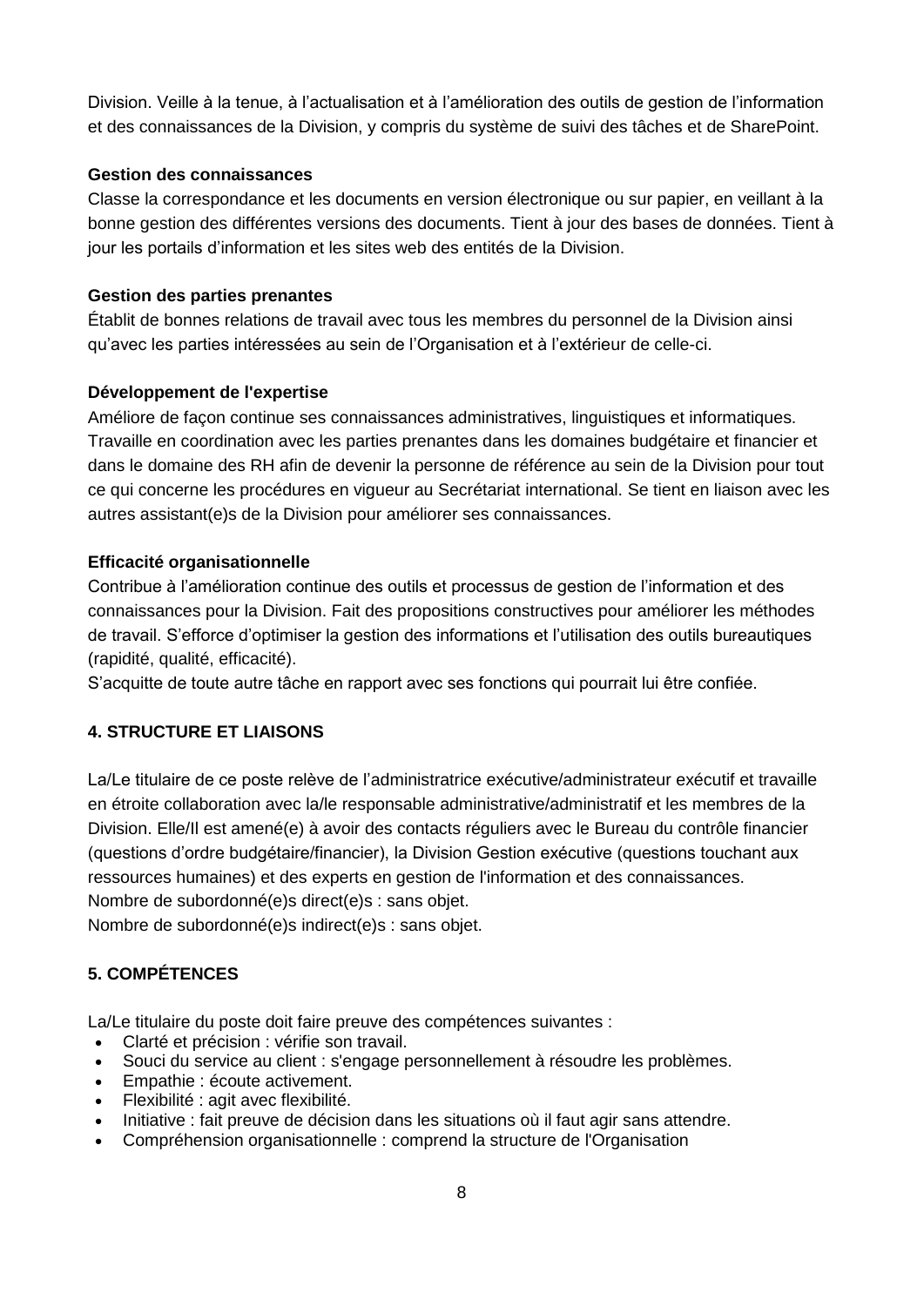Division. Veille à la tenue, à l'actualisation et à l'amélioration des outils de gestion de l'information et des connaissances de la Division, y compris du système de suivi des tâches et de SharePoint.

**Gestion des connaissances**
Classe la correspondance et les documents en version électronique ou sur papier, en veillant à la bonne gestion des différentes versions des documents. Tient à jour des bases de données. Tient à jour les portails d'information et les sites web des entités de la Division.

**Gestion des parties prenantes**
Établit de bonnes relations de travail avec tous les membres du personnel de la Division ainsi qu'avec les parties intéressées au sein de l'Organisation et à l'extérieur de celle-ci.

**Développement de l'expertise**
Améliore de façon continue ses connaissances administratives, linguistiques et informatiques. Travaille en coordination avec les parties prenantes dans les domaines budgétaire et financier et dans le domaine des RH afin de devenir la personne de référence au sein de la Division pour tout ce qui concerne les procédures en vigueur au Secrétariat international. Se tient en liaison avec les autres assistant(e)s de la Division pour améliorer ses connaissances.

**Efficacité organisationnelle**
Contribue à l'amélioration continue des outils et processus de gestion de l'information et des connaissances pour la Division. Fait des propositions constructives pour améliorer les méthodes de travail. S'efforce d'optimiser la gestion des informations et l'utilisation des outils bureautiques (rapidité, qualité, efficacité).
S'acquitte de toute autre tâche en rapport avec ses fonctions qui pourrait lui être confiée.

## 4. STRUCTURE ET LIAISONS

La/Le titulaire de ce poste relève de l'administratrice exécutive/administrateur exécutif et travaille en étroite collaboration avec la/le responsable administrative/administratif et les membres de la Division. Elle/Il est amené(e) à avoir des contacts réguliers avec le Bureau du contrôle financier (questions d'ordre budgétaire/financier), la Division Gestion exécutive (questions touchant aux ressources humaines) et des experts en gestion de l'information et des connaissances.
Nombre de subordonné(e)s direct(e)s : sans objet.
Nombre de subordonné(e)s indirect(e)s : sans objet.

## 5. COMPÉTENCES

La/Le titulaire du poste doit faire preuve des compétences suivantes :

- Clarté et précision : vérifie son travail.
- Souci du service au client : s'engage personnellement à résoudre les problèmes.
- Empathie : écoute activement.
- Flexibilité : agit avec flexibilité.
- Initiative : fait preuve de décision dans les situations où il faut agir sans attendre.
- Compréhension organisationnelle : comprend la structure de l'Organisation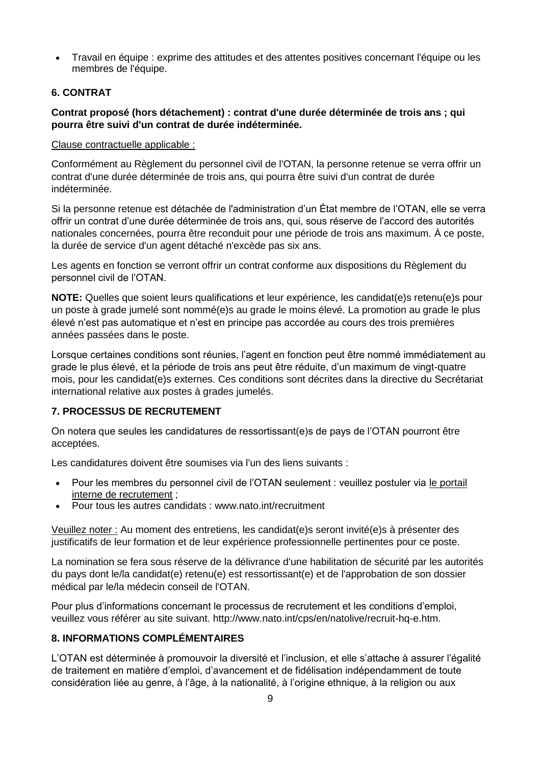- Travail en équipe : exprime des attitudes et des attentes positives concernant l'équipe ou les membres de l'équipe.

### 6. CONTRAT

**Contrat proposé (hors détachement) : contrat d'une durée déterminée de trois ans ; qui pourra être suivi d'un contrat de durée indéterminée.**

Clause contractuelle applicable :

Conformément au Règlement du personnel civil de l'OTAN, la personne retenue se verra offrir un contrat d'une durée déterminée de trois ans, qui pourra être suivi d'un contrat de durée indéterminée.

Si la personne retenue est détachée de l'administration d'un État membre de l'OTAN, elle se verra offrir un contrat d'une durée déterminée de trois ans, qui, sous réserve de l'accord des autorités nationales concernées, pourra être reconduit pour une période de trois ans maximum. À ce poste, la durée de service d'un agent détaché n'excède pas six ans.

Les agents en fonction se verront offrir un contrat conforme aux dispositions du Règlement du personnel civil de l'OTAN.

**NOTE:** Quelles que soient leurs qualifications et leur expérience, les candidat(e)s retenu(e)s pour un poste à grade jumelé sont nommé(e)s au grade le moins élevé. La promotion au grade le plus élevé n'est pas automatique et n'est en principe pas accordée au cours des trois premières années passées dans le poste.

Lorsque certaines conditions sont réunies, l'agent en fonction peut être nommé immédiatement au grade le plus élevé, et la période de trois ans peut être réduite, d'un maximum de vingt-quatre mois, pour les candidat(e)s externes. Ces conditions sont décrites dans la directive du Secrétariat international relative aux postes à grades jumelés.

### 7. PROCESSUS DE RECRUTEMENT

On notera que seules les candidatures de ressortissant(e)s de pays de l'OTAN pourront être acceptées.

Les candidatures doivent être soumises via l'un des liens suivants :

- Pour les membres du personnel civil de l'OTAN seulement : veuillez postuler via le portail interne de recrutement ;
- Pour tous les autres candidats : www.nato.int/recruitment

Veuillez noter : Au moment des entretiens, les candidat(e)s seront invité(e)s à présenter des justificatifs de leur formation et de leur expérience professionnelle pertinentes pour ce poste.

La nomination se fera sous réserve de la délivrance d'une habilitation de sécurité par les autorités du pays dont le/la candidat(e) retenu(e) est ressortissant(e) et de l'approbation de son dossier médical par le/la médecin conseil de l'OTAN.

Pour plus d'informations concernant le processus de recrutement et les conditions d'emploi, veuillez vous référer au site suivant. http://www.nato.int/cps/en/natolive/recruit-hq-e.htm.

### 8. INFORMATIONS COMPLÉMENTAIRES

L'OTAN est déterminée à promouvoir la diversité et l'inclusion, et elle s'attache à assurer l'égalité de traitement en matière d'emploi, d'avancement et de fidélisation indépendamment de toute considération liée au genre, à l'âge, à la nationalité, à l'origine ethnique, à la religion ou aux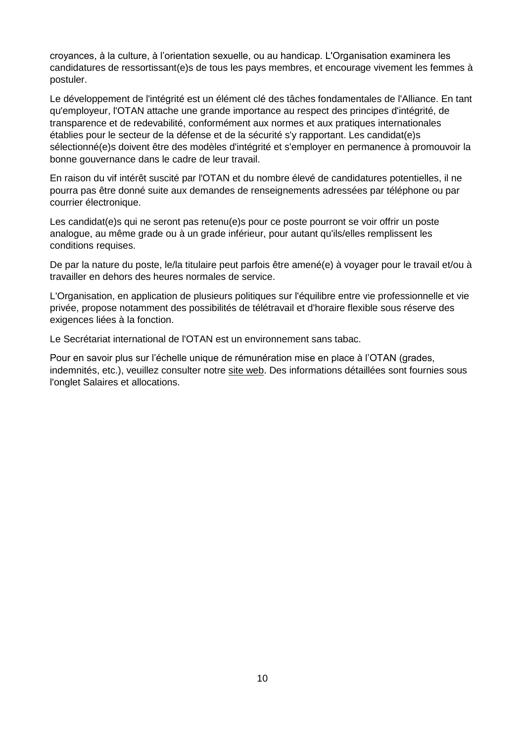croyances, à la culture, à l'orientation sexuelle, ou au handicap. L'Organisation examinera les candidatures de ressortissant(e)s de tous les pays membres, et encourage vivement les femmes à postuler.

Le développement de l'intégrité est un élément clé des tâches fondamentales de l'Alliance. En tant qu'employeur, l'OTAN attache une grande importance au respect des principes d'intégrité, de transparence et de redevabilité, conformément aux normes et aux pratiques internationales établies pour le secteur de la défense et de la sécurité s'y rapportant. Les candidat(e)s sélectionné(e)s doivent être des modèles d'intégrité et s'employer en permanence à promouvoir la bonne gouvernance dans le cadre de leur travail.

En raison du vif intérêt suscité par l'OTAN et du nombre élevé de candidatures potentielles, il ne pourra pas être donné suite aux demandes de renseignements adressées par téléphone ou par courrier électronique.

Les candidat(e)s qui ne seront pas retenu(e)s pour ce poste pourront se voir offrir un poste analogue, au même grade ou à un grade inférieur, pour autant qu'ils/elles remplissent les conditions requises.

De par la nature du poste, le/la titulaire peut parfois être amené(e) à voyager pour le travail et/ou à travailler en dehors des heures normales de service.

L'Organisation, en application de plusieurs politiques sur l'équilibre entre vie professionnelle et vie privée, propose notamment des possibilités de télétravail et d'horaire flexible sous réserve des exigences liées à la fonction.

Le Secrétariat international de l'OTAN est un environnement sans tabac.

Pour en savoir plus sur l'échelle unique de rémunération mise en place à l'OTAN (grades, indemnités, etc.), veuillez consulter notre site web. Des informations détaillées sont fournies sous l'onglet Salaires et allocations.